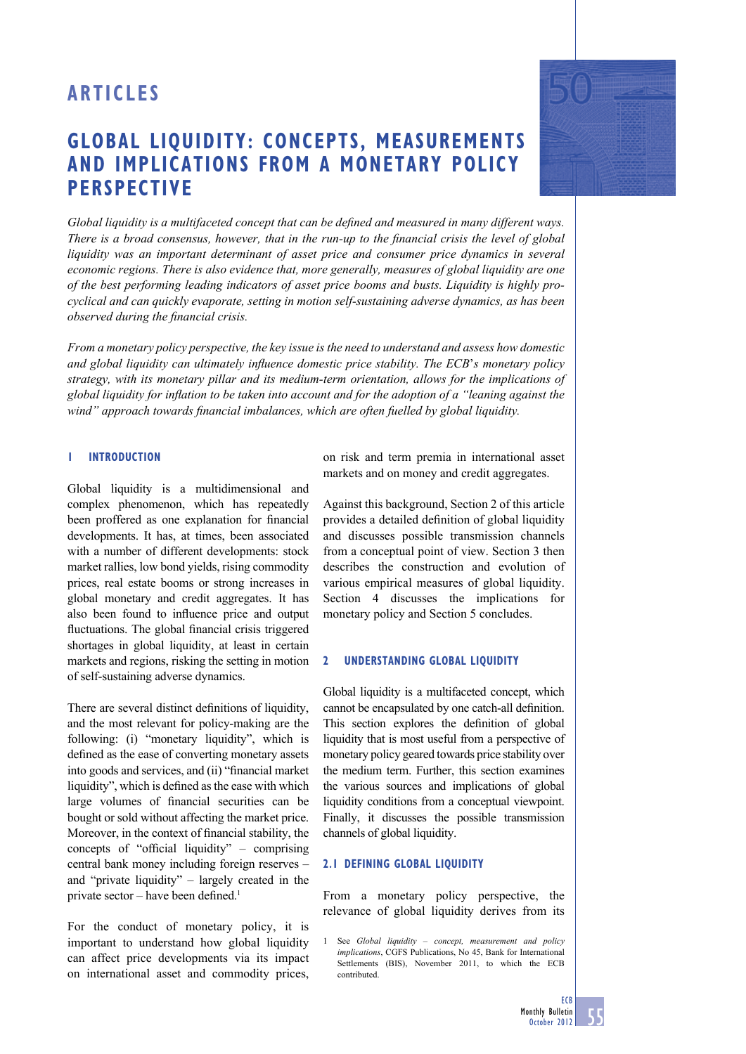# ARTICLES

# GLOBAL LIQUIDITY: CONCEPTS, MEASUREMENTS AND IMPLICATIONS FROM A MONETARY POLICY PERSPECTIVE

*Global liquidity is a multifaceted concept that can be defined and measured in many different ways. There is a broad consensus, however, that in the run-up to the financial crisis the level of global liquidity was an important determinant of asset price and consumer price dynamics in several economic regions. There is also evidence that, more generally, measures of global liquidity are one of the best performing leading indicators of asset price booms and busts. Liquidity is highly pro-cyclical and can quickly evaporate, setting in motion self-sustaining adverse dynamics, as has been observed during the financial crisis.*

*From a monetary policy perspective, the key issue is the need to understand and assess how domestic and global liquidity can ultimately influence domestic price stability. The ECB's monetary policy strategy, with its monetary pillar and its medium-term orientation, allows for the implications of global liquidity for inflation to be taken into account and for the adoption of a "leaning against the wind" approach towards financial imbalances, which are often fuelled by global liquidity.*

## 1 INTRODUCTION

Global liquidity is a multidimensional and complex phenomenon, which has repeatedly been proffered as one explanation for financial developments. It has, at times, been associated with a number of different developments: stock market rallies, low bond yields, rising commodity prices, real estate booms or strong increases in global monetary and credit aggregates. It has also been found to influence price and output fluctuations. The global financial crisis triggered shortages in global liquidity, at least in certain markets and regions, risking the setting in motion of self-sustaining adverse dynamics.

There are several distinct definitions of liquidity, and the most relevant for policy-making are the following: (i) "monetary liquidity", which is defined as the ease of converting monetary assets into goods and services, and (ii) "financial market liquidity", which is defined as the ease with which large volumes of financial securities can be bought or sold without affecting the market price. Moreover, in the context of financial stability, the concepts of "official liquidity" – comprising central bank money including foreign reserves – and "private liquidity" – largely created in the private sector – have been defined.[1]

For the conduct of monetary policy, it is important to understand how global liquidity can affect price developments via its impact on international asset and commodity prices, on risk and term premia in international asset markets and on money and credit aggregates.

Against this background, Section 2 of this article provides a detailed definition of global liquidity and discusses possible transmission channels from a conceptual point of view. Section 3 then describes the construction and evolution of various empirical measures of global liquidity. Section 4 discusses the implications for monetary policy and Section 5 concludes.

## 2 UNDERSTANDING GLOBAL LIQUIDITY

Global liquidity is a multifaceted concept, which cannot be encapsulated by one catch-all definition. This section explores the definition of global liquidity that is most useful from a perspective of monetary policy geared towards price stability over the medium term. Further, this section examines the various sources and implications of global liquidity conditions from a conceptual viewpoint. Finally, it discusses the possible transmission channels of global liquidity.

### 2.1 DEFINING GLOBAL LIQUIDITY

From a monetary policy perspective, the relevance of global liquidity derives from its

1 See *Global liquidity – concept, measurement and policy implications*, CGFS Publications, No 45, Bank for International Settlements (BIS), November 2011, to which the ECB contributed.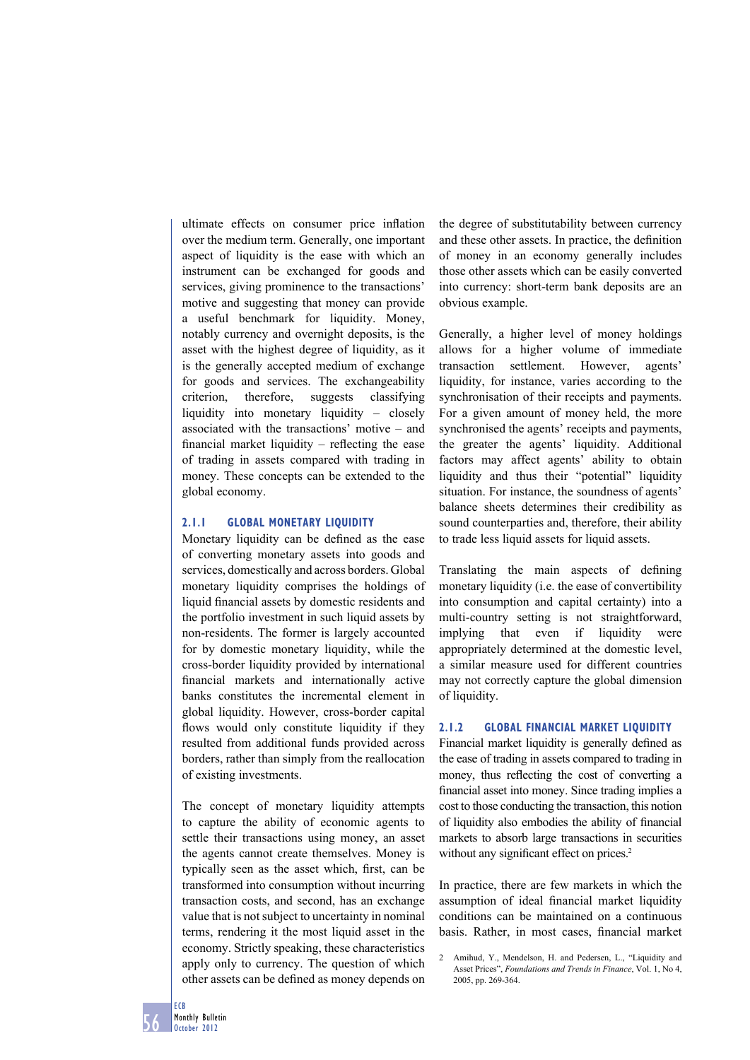ultimate effects on consumer price inflation over the medium term. Generally, one important aspect of liquidity is the ease with which an instrument can be exchanged for goods and services, giving prominence to the transactions' motive and suggesting that money can provide a useful benchmark for liquidity. Money, notably currency and overnight deposits, is the asset with the highest degree of liquidity, as it is the generally accepted medium of exchange for goods and services. The exchangeability criterion, therefore, suggests classifying liquidity into monetary liquidity – closely associated with the transactions' motive – and financial market liquidity – reflecting the ease of trading in assets compared with trading in money. These concepts can be extended to the global economy.

### 2.1.1 GLOBAL MONETARY LIQUIDITY

Monetary liquidity can be defined as the ease of converting monetary assets into goods and services, domestically and across borders. Global monetary liquidity comprises the holdings of liquid financial assets by domestic residents and the portfolio investment in such liquid assets by non-residents. The former is largely accounted for by domestic monetary liquidity, while the cross-border liquidity provided by international financial markets and internationally active banks constitutes the incremental element in global liquidity. However, cross-border capital flows would only constitute liquidity if they resulted from additional funds provided across borders, rather than simply from the reallocation of existing investments.

The concept of monetary liquidity attempts to capture the ability of economic agents to settle their transactions using money, an asset the agents cannot create themselves. Money is typically seen as the asset which, first, can be transformed into consumption without incurring transaction costs, and second, has an exchange value that is not subject to uncertainty in nominal terms, rendering it the most liquid asset in the economy. Strictly speaking, these characteristics apply only to currency. The question of which other assets can be defined as money depends on the degree of substitutability between currency and these other assets. In practice, the definition of money in an economy generally includes those other assets which can be easily converted into currency: short-term bank deposits are an obvious example.

Generally, a higher level of money holdings allows for a higher volume of immediate transaction settlement. However, agents' liquidity, for instance, varies according to the synchronisation of their receipts and payments. For a given amount of money held, the more synchronised the agents' receipts and payments, the greater the agents' liquidity. Additional factors may affect agents' ability to obtain liquidity and thus their "potential" liquidity situation. For instance, the soundness of agents' balance sheets determines their credibility as sound counterparties and, therefore, their ability to trade less liquid assets for liquid assets.

Translating the main aspects of defining monetary liquidity (i.e. the ease of convertibility into consumption and capital certainty) into a multi-country setting is not straightforward, implying that even if liquidity were appropriately determined at the domestic level, a similar measure used for different countries may not correctly capture the global dimension of liquidity.

### 2.1.2 GLOBAL FINANCIAL MARKET LIQUIDITY

Financial market liquidity is generally defined as the ease of trading in assets compared to trading in money, thus reflecting the cost of converting a financial asset into money. Since trading implies a cost to those conducting the transaction, this notion of liquidity also embodies the ability of financial markets to absorb large transactions in securities without any significant effect on prices.[2]

In practice, there are few markets in which the assumption of ideal financial market liquidity conditions can be maintained on a continuous basis. Rather, in most cases, financial market

2 Amihud, Y., Mendelson, H. and Pedersen, L., "Liquidity and Asset Prices", *Foundations and Trends in Finance*, Vol. 1, No 4, 2005, pp. 269-364.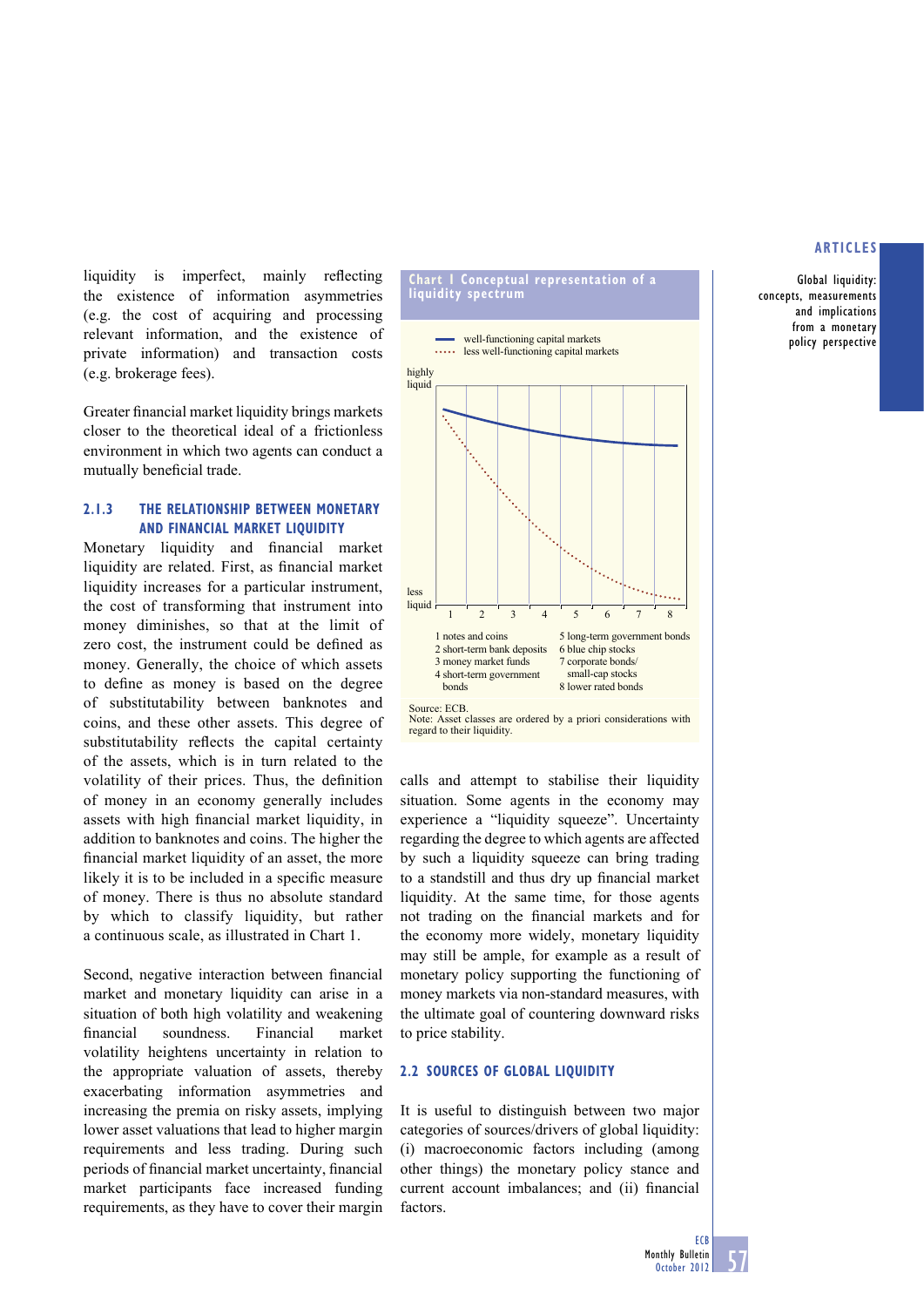liquidity is imperfect, mainly reflecting the existence of information asymmetries (e.g. the cost of acquiring and processing relevant information, and the existence of private information) and transaction costs (e.g. brokerage fees).

Greater financial market liquidity brings markets closer to the theoretical ideal of a frictionless environment in which two agents can conduct a mutually beneficial trade.

### 2.1.3 THE RELATIONSHIP BETWEEN MONETARY AND FINANCIAL MARKET LIQUIDITY

Monetary liquidity and financial market liquidity are related. First, as financial market liquidity increases for a particular instrument, the cost of transforming that instrument into money diminishes, so that at the limit of zero cost, the instrument could be defined as money. Generally, the choice of which assets to define as money is based on the degree of substitutability between banknotes and coins, and these other assets. This degree of substitutability reflects the capital certainty of the assets, which is in turn related to the volatility of their prices. Thus, the definition of money in an economy generally includes assets with high financial market liquidity, in addition to banknotes and coins. The higher the financial market liquidity of an asset, the more likely it is to be included in a specific measure of money. There is thus no absolute standard by which to classify liquidity, but rather a continuous scale, as illustrated in Chart 1.

**Chart 1 Conceptual representation of a liquidity spectrum**

— well-functioning capital markets
···· less well-functioning capital markets

1 notes and coins
2 short-term bank deposits
3 money market funds
4 short-term government bonds
5 long-term government bonds
6 blue chip stocks
7 corporate bonds/ small-cap stocks
8 lower rated bonds

Source: ECB.
Note: Asset classes are ordered by a priori considerations with regard to their liquidity.

Second, negative interaction between financial market and monetary liquidity can arise in a situation of both high volatility and weakening financial soundness. Financial market volatility heightens uncertainty in relation to the appropriate valuation of assets, thereby exacerbating information asymmetries and increasing the premia on risky assets, implying lower asset valuations that lead to higher margin requirements and less trading. During such periods of financial market uncertainty, financial market participants face increased funding requirements, as they have to cover their margin calls and attempt to stabilise their liquidity situation. Some agents in the economy may experience a "liquidity squeeze". Uncertainty regarding the degree to which agents are affected by such a liquidity squeeze can bring trading to a standstill and thus dry up financial market liquidity. At the same time, for those agents not trading on the financial markets and for the economy more widely, monetary liquidity may still be ample, for example as a result of monetary policy supporting the functioning of money markets via non-standard measures, with the ultimate goal of countering downward risks to price stability.

## 2.2 SOURCES OF GLOBAL LIQUIDITY

It is useful to distinguish between two major categories of sources/drivers of global liquidity: (i) macroeconomic factors including (among other things) the monetary policy stance and current account imbalances; and (ii) financial factors.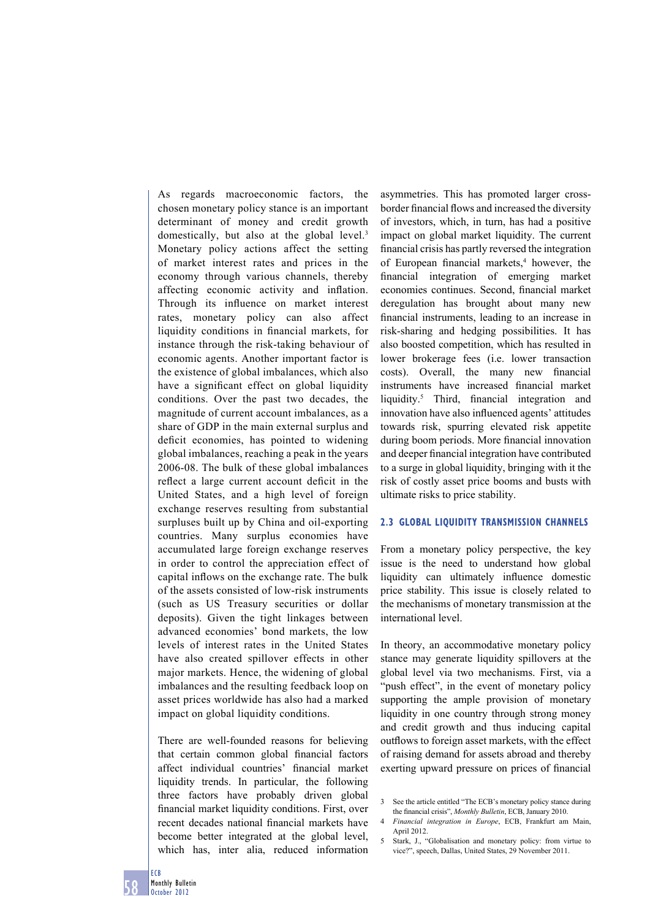As regards macroeconomic factors, the chosen monetary policy stance is an important determinant of money and credit growth domestically, but also at the global level.[3] Monetary policy actions affect the setting of market interest rates and prices in the economy through various channels, thereby affecting economic activity and inflation. Through its influence on market interest rates, monetary policy can also affect liquidity conditions in financial markets, for instance through the risk-taking behaviour of economic agents. Another important factor is the existence of global imbalances, which also have a significant effect on global liquidity conditions. Over the past two decades, the magnitude of current account imbalances, as a share of GDP in the main external surplus and deficit economies, has pointed to widening global imbalances, reaching a peak in the years 2006-08. The bulk of these global imbalances reflect a large current account deficit in the United States, and a high level of foreign exchange reserves resulting from substantial surpluses built up by China and oil-exporting countries. Many surplus economies have accumulated large foreign exchange reserves in order to control the appreciation effect of capital inflows on the exchange rate. The bulk of the assets consisted of low-risk instruments (such as US Treasury securities or dollar deposits). Given the tight linkages between advanced economies' bond markets, the low levels of interest rates in the United States have also created spillover effects in other major markets. Hence, the widening of global imbalances and the resulting feedback loop on asset prices worldwide has also had a marked impact on global liquidity conditions.

There are well-founded reasons for believing that certain common global financial factors affect individual countries' financial market liquidity trends. In particular, the following three factors have probably driven global financial market liquidity conditions. First, over recent decades national financial markets have become better integrated at the global level, which has, inter alia, reduced information asymmetries. This has promoted larger cross-border financial flows and increased the diversity of investors, which, in turn, has had a positive impact on global market liquidity. The current financial crisis has partly reversed the integration of European financial markets,[4] however, the financial integration of emerging market economies continues. Second, financial market deregulation has brought about many new financial instruments, leading to an increase in risk-sharing and hedging possibilities. It has also boosted competition, which has resulted in lower brokerage fees (i.e. lower transaction costs). Overall, the many new financial instruments have increased financial market liquidity.[5] Third, financial integration and innovation have also influenced agents' attitudes towards risk, spurring elevated risk appetite during boom periods. More financial innovation and deeper financial integration have contributed to a surge in global liquidity, bringing with it the risk of costly asset price booms and busts with ultimate risks to price stability.

### 2.3 GLOBAL LIQUIDITY TRANSMISSION CHANNELS

From a monetary policy perspective, the key issue is the need to understand how global liquidity can ultimately influence domestic price stability. This issue is closely related to the mechanisms of monetary transmission at the international level.

In theory, an accommodative monetary policy stance may generate liquidity spillovers at the global level via two mechanisms. First, via a "push effect", in the event of monetary policy supporting the ample provision of monetary liquidity in one country through strong money and credit growth and thus inducing capital outflows to foreign asset markets, with the effect of raising demand for assets abroad and thereby exerting upward pressure on prices of financial

3 See the article entitled "The ECB's monetary policy stance during the financial crisis", *Monthly Bulletin*, ECB, January 2010.

4 *Financial integration in Europe*, ECB, Frankfurt am Main, April 2012.

5 Stark, J., "Globalisation and monetary policy: from virtue to vice?", speech, Dallas, United States, 29 November 2011.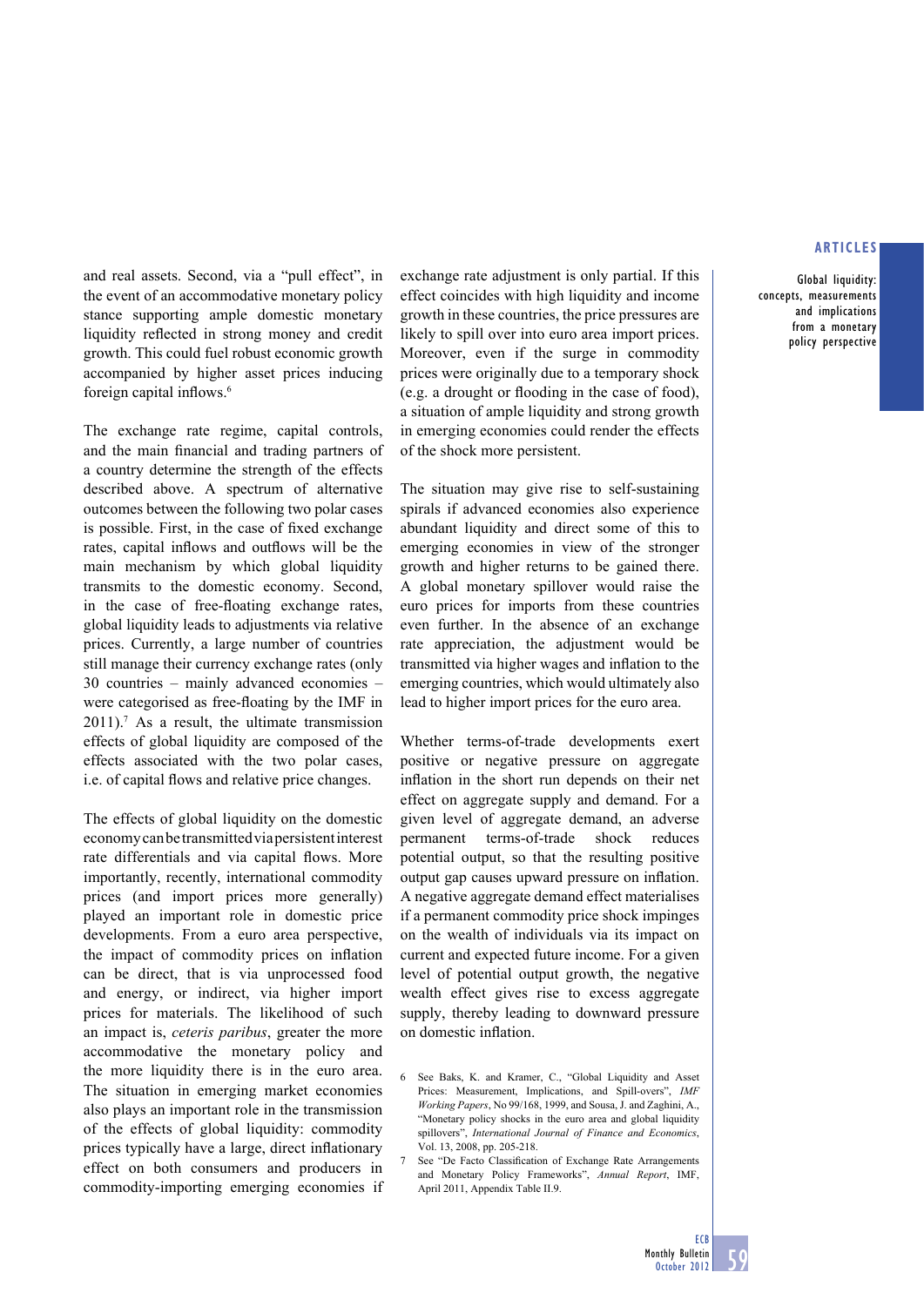and real assets. Second, via a "pull effect", in the event of an accommodative monetary policy stance supporting ample domestic monetary liquidity reflected in strong money and credit growth. This could fuel robust economic growth accompanied by higher asset prices inducing foreign capital inflows.[6]

The exchange rate regime, capital controls, and the main financial and trading partners of a country determine the strength of the effects described above. A spectrum of alternative outcomes between the following two polar cases is possible. First, in the case of fixed exchange rates, capital inflows and outflows will be the main mechanism by which global liquidity transmits to the domestic economy. Second, in the case of free-floating exchange rates, global liquidity leads to adjustments via relative prices. Currently, a large number of countries still manage their currency exchange rates (only 30 countries – mainly advanced economies – were categorised as free-floating by the IMF in 2011).[7] As a result, the ultimate transmission effects of global liquidity are composed of the effects associated with the two polar cases, i.e. of capital flows and relative price changes.

The effects of global liquidity on the domestic economy can be transmitted via persistent interest rate differentials and via capital flows. More importantly, recently, international commodity prices (and import prices more generally) played an important role in domestic price developments. From a euro area perspective, the impact of commodity prices on inflation can be direct, that is via unprocessed food and energy, or indirect, via higher import prices for materials. The likelihood of such an impact is, *ceteris paribus*, greater the more accommodative the monetary policy and the more liquidity there is in the euro area. The situation in emerging market economies also plays an important role in the transmission of the effects of global liquidity: commodity prices typically have a large, direct inflationary effect on both consumers and producers in commodity-importing emerging economies if exchange rate adjustment is only partial. If this effect coincides with high liquidity and income growth in these countries, the price pressures are likely to spill over into euro area import prices. Moreover, even if the surge in commodity prices were originally due to a temporary shock (e.g. a drought or flooding in the case of food), a situation of ample liquidity and strong growth in emerging economies could render the effects of the shock more persistent.

The situation may give rise to self-sustaining spirals if advanced economies also experience abundant liquidity and direct some of this to emerging economies in view of the stronger growth and higher returns to be gained there. A global monetary spillover would raise the euro prices for imports from these countries even further. In the absence of an exchange rate appreciation, the adjustment would be transmitted via higher wages and inflation to the emerging countries, which would ultimately also lead to higher import prices for the euro area.

Whether terms-of-trade developments exert positive or negative pressure on aggregate inflation in the short run depends on their net effect on aggregate supply and demand. For a given level of aggregate demand, an adverse permanent terms-of-trade shock reduces potential output, so that the resulting positive output gap causes upward pressure on inflation. A negative aggregate demand effect materialises if a permanent commodity price shock impinges on the wealth of individuals via its impact on current and expected future income. For a given level of potential output growth, the negative wealth effect gives rise to excess aggregate supply, thereby leading to downward pressure on domestic inflation.

6 See Baks, K. and Kramer, C., "Global Liquidity and Asset Prices: Measurement, Implications, and Spill-overs", *IMF Working Papers*, No 99/168, 1999, and Sousa, J. and Zaghini, A., "Monetary policy shocks in the euro area and global liquidity spillovers", *International Journal of Finance and Economics*, Vol. 13, 2008, pp. 205-218.

7 See "De Facto Classification of Exchange Rate Arrangements and Monetary Policy Frameworks", *Annual Report*, IMF, April 2011, Appendix Table II.9.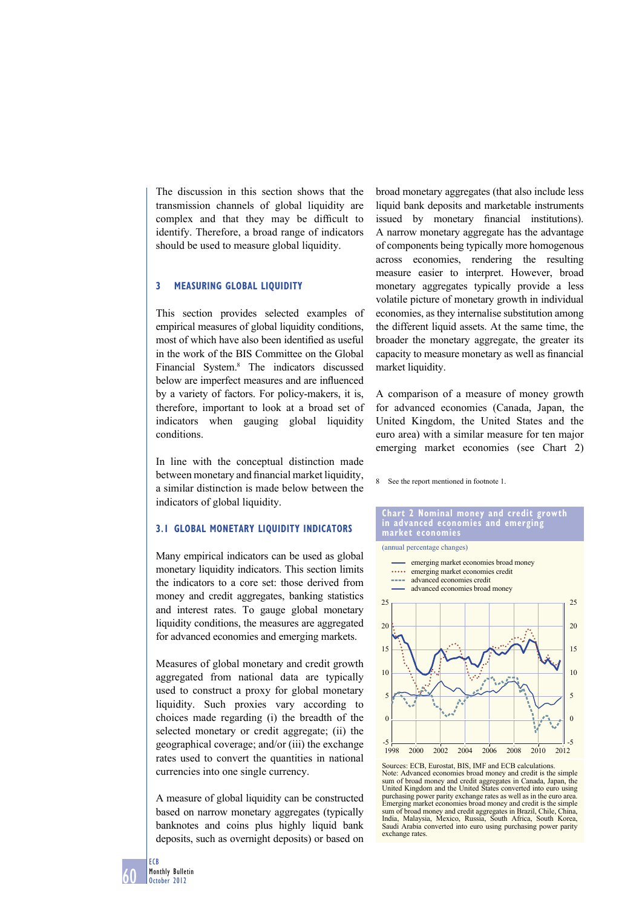The discussion in this section shows that the transmission channels of global liquidity are complex and that they may be difficult to identify. Therefore, a broad range of indicators should be used to measure global liquidity.

## 3 MEASURING GLOBAL LIQUIDITY

This section provides selected examples of empirical measures of global liquidity conditions, most of which have also been identified as useful in the work of the BIS Committee on the Global Financial System.[8] The indicators discussed below are imperfect measures and are influenced by a variety of factors. For policy-makers, it is, therefore, important to look at a broad set of indicators when gauging global liquidity conditions.

In line with the conceptual distinction made between monetary and financial market liquidity, a similar distinction is made below between the indicators of global liquidity.

### 3.1 GLOBAL MONETARY LIQUIDITY INDICATORS

Many empirical indicators can be used as global monetary liquidity indicators. This section limits the indicators to a core set: those derived from money and credit aggregates, banking statistics and interest rates. To gauge global monetary liquidity conditions, the measures are aggregated for advanced economies and emerging markets.

Measures of global monetary and credit growth aggregated from national data are typically used to construct a proxy for global monetary liquidity. Such proxies vary according to choices made regarding (i) the breadth of the selected monetary or credit aggregate; (ii) the geographical coverage; and/or (iii) the exchange rates used to convert the quantities in national currencies into one single currency.

A measure of global liquidity can be constructed based on narrow monetary aggregates (typically banknotes and coins plus highly liquid bank deposits, such as overnight deposits) or based on broad monetary aggregates (that also include less liquid bank deposits and marketable instruments issued by monetary financial institutions). A narrow monetary aggregate has the advantage of components being typically more homogenous across economies, rendering the resulting measure easier to interpret. However, broad monetary aggregates typically provide a less volatile picture of monetary growth in individual economies, as they internalise substitution among the different liquid assets. At the same time, the broader the monetary aggregate, the greater its capacity to measure monetary as well as financial market liquidity.

A comparison of a measure of money growth for advanced economies (Canada, Japan, the United Kingdom, the United States and the euro area) with a similar measure for ten major emerging market economies (see Chart 2)

8 See the report mentioned in footnote 1.

**Chart 2 Nominal money and credit growth in advanced economies and emerging market economies**

(annual percentage changes)

- emerging market economies broad money
- emerging market economies credit
- advanced economies credit
- advanced economies broad money

Sources: ECB, Eurostat, BIS, IMF and ECB calculations.
Note: Advanced economies broad money and credit is the simple sum of broad money and credit aggregates in Canada, Japan, the United Kingdom and the United States converted into euro using purchasing power parity exchange rates as well as in the euro area. Emerging market economies broad money and credit is the simple sum of broad money and credit aggregates in Brazil, Chile, China, India, Malaysia, Mexico, Russia, South Africa, South Korea, Saudi Arabia converted into euro using purchasing power parity exchange rates.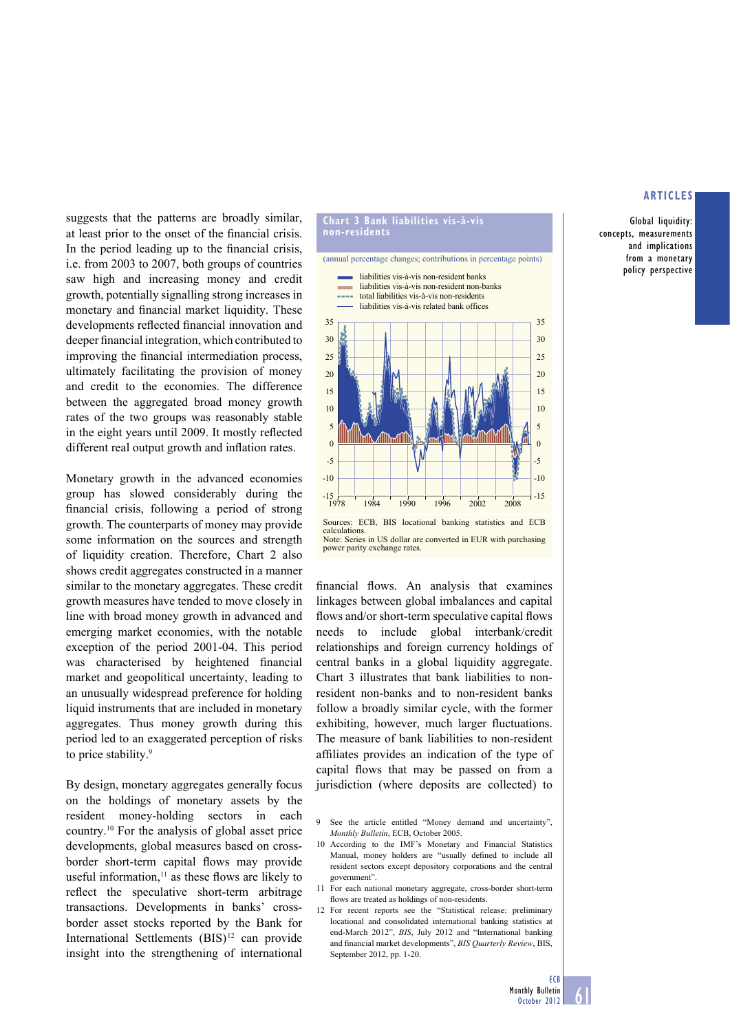suggests that the patterns are broadly similar, at least prior to the onset of the financial crisis. In the period leading up to the financial crisis, i.e. from 2003 to 2007, both groups of countries saw high and increasing money and credit growth, potentially signalling strong increases in monetary and financial market liquidity. These developments reflected financial innovation and deeper financial integration, which contributed to improving the financial intermediation process, ultimately facilitating the provision of money and credit to the economies. The difference between the aggregated broad money growth rates of the two groups was reasonably stable in the eight years until 2009. It mostly reflected different real output growth and inflation rates.

Monetary growth in the advanced economies group has slowed considerably during the financial crisis, following a period of strong growth. The counterparts of money may provide some information on the sources and strength of liquidity creation. Therefore, Chart 2 also shows credit aggregates constructed in a manner similar to the monetary aggregates. These credit growth measures have tended to move closely in line with broad money growth in advanced and emerging market economies, with the notable exception of the period 2001-04. This period was characterised by heightened financial market and geopolitical uncertainty, leading to an unusually widespread preference for holding liquid instruments that are included in monetary aggregates. Thus money growth during this period led to an exaggerated perception of risks to price stability.[9]

By design, monetary aggregates generally focus on the holdings of monetary assets by the resident money-holding sectors in each country.[10] For the analysis of global asset price developments, global measures based on cross-border short-term capital flows may provide useful information,[11] as these flows are likely to reflect the speculative short-term arbitrage transactions. Developments in banks' cross-border asset stocks reported by the Bank for International Settlements (BIS)[12] can provide insight into the strengthening of international financial flows. An analysis that examines linkages between global imbalances and capital flows and/or short-term speculative capital flows needs to include global interbank/credit relationships and foreign currency holdings of central banks in a global liquidity aggregate. Chart 3 illustrates that bank liabilities to non-resident non-banks and to non-resident banks follow a broadly similar cycle, with the former exhibiting, however, much larger fluctuations. The measure of bank liabilities to non-resident affiliates provides an indication of the type of capital flows that may be passed on from a jurisdiction (where deposits are collected) to

**Chart 3 Bank liabilities vis-à-vis non-residents**

(annual percentage changes; contributions in percentage points)

Sources: ECB, BIS locational banking statistics and ECB calculations.
Note: Series in US dollar are converted in EUR with purchasing power parity exchange rates.

9 See the article entitled "Money demand and uncertainty", *Monthly Bulletin*, ECB, October 2005.

10 According to the IMF's Monetary and Financial Statistics Manual, money holders are "usually defined to include all resident sectors except depository corporations and the central government".

11 For each national monetary aggregate, cross-border short-term flows are treated as holdings of non-residents.

12 For recent reports see the "Statistical release: preliminary locational and consolidated international banking statistics at end-March 2012", *BIS*, July 2012 and "International banking and financial market developments", *BIS Quarterly Review*, BIS, September 2012, pp. 1-20.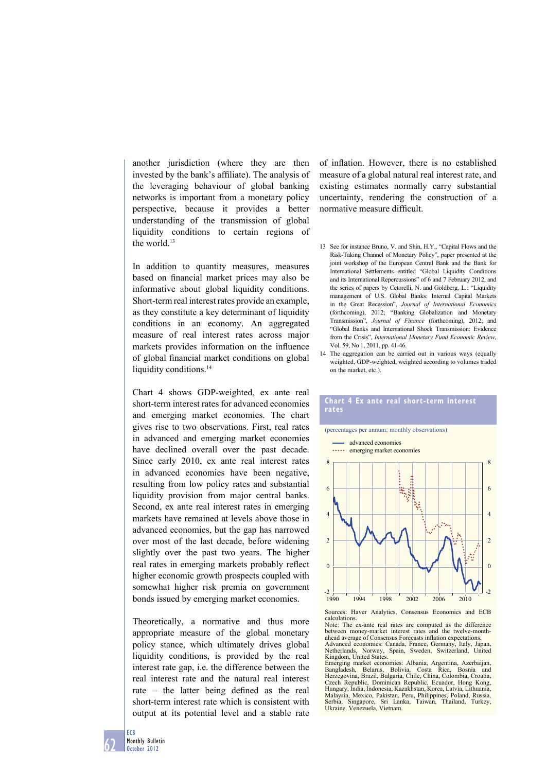another jurisdiction (where they are then invested by the bank's affiliate). The analysis of the leveraging behaviour of global banking networks is important from a monetary policy perspective, because it provides a better understanding of the transmission of global liquidity conditions to certain regions of the world.[13]

In addition to quantity measures, measures based on financial market prices may also be informative about global liquidity conditions. Short-term real interest rates provide an example, as they constitute a key determinant of liquidity conditions in an economy. An aggregated measure of real interest rates across major markets provides information on the influence of global financial market conditions on global liquidity conditions.[14]

Chart 4 shows GDP-weighted, ex ante real short-term interest rates for advanced economies and emerging market economies. The chart gives rise to two observations. First, real rates in advanced and emerging market economies have declined overall over the past decade. Since early 2010, ex ante real interest rates in advanced economies have been negative, resulting from low policy rates and substantial liquidity provision from major central banks. Second, ex ante real interest rates in emerging markets have remained at levels above those in advanced economies, but the gap has narrowed over most of the last decade, before widening slightly over the past two years. The higher real rates in emerging markets probably reflect higher economic growth prospects coupled with somewhat higher risk premia on government bonds issued by emerging market economies.

Theoretically, a normative and thus more appropriate measure of the global monetary policy stance, which ultimately drives global liquidity conditions, is provided by the real interest rate gap, i.e. the difference between the real interest rate and the natural real interest rate – the latter being defined as the real short-term interest rate which is consistent with output at its potential level and a stable rate of inflation. However, there is no established measure of a global natural real interest rate, and existing estimates normally carry substantial uncertainty, rendering the construction of a normative measure difficult.

13 See for instance Bruno, V. and Shin, H.Y., "Capital Flows and the Risk-Taking Channel of Monetary Policy", paper presented at the joint workshop of the European Central Bank and the Bank for International Settlements entitled "Global Liquidity Conditions and its International Repercussions" of 6 and 7 February 2012, and the series of papers by Cetorelli, N. and Goldberg, L.: "Liquidity management of U.S. Global Banks: Internal Capital Markets in the Great Recession", *Journal of International Economics* (forthcoming), 2012; "Banking Globalization and Monetary Transmission", *Journal of Finance* (forthcoming), 2012; and "Global Banks and International Shock Transmission: Evidence from the Crisis", *International Monetary Fund Economic Review*, Vol. 59, No 1, 2011, pp. 41-46.

14 The aggregation can be carried out in various ways (equally weighted, GDP-weighted, weighted according to volumes traded on the market, etc.).

**Chart 4 Ex ante real short-term interest rates**

(percentages per annum; monthly observations)

Sources: Haver Analytics, Consensus Economics and ECB calculations.
Note: The ex-ante real rates are computed as the difference between money-market interest rates and the twelve-month-ahead average of Consensus Forecasts inflation expectations.
Advanced economies: Canada, France, Germany, Italy, Japan, Netherlands, Norway, Spain, Sweden, Switzerland, United Kingdom, United States.
Emerging market economies: Albania, Argentina, Azerbaijan, Bangladesh, Belarus, Bolivia, Costa Rica, Bosnia and Herzegovina, Brazil, Bulgaria, Chile, China, Colombia, Croatia, Czech Republic, Dominican Republic, Ecuador, Hong Kong, Hungary, India, Indonesia, Kazakhstan, Korea, Latvia, Lithuania, Malaysia, Mexico, Pakistan, Peru, Philippines, Poland, Russia, Serbia, Singapore, Sri Lanka, Taiwan, Thailand, Turkey, Ukraine, Venezuela, Vietnam.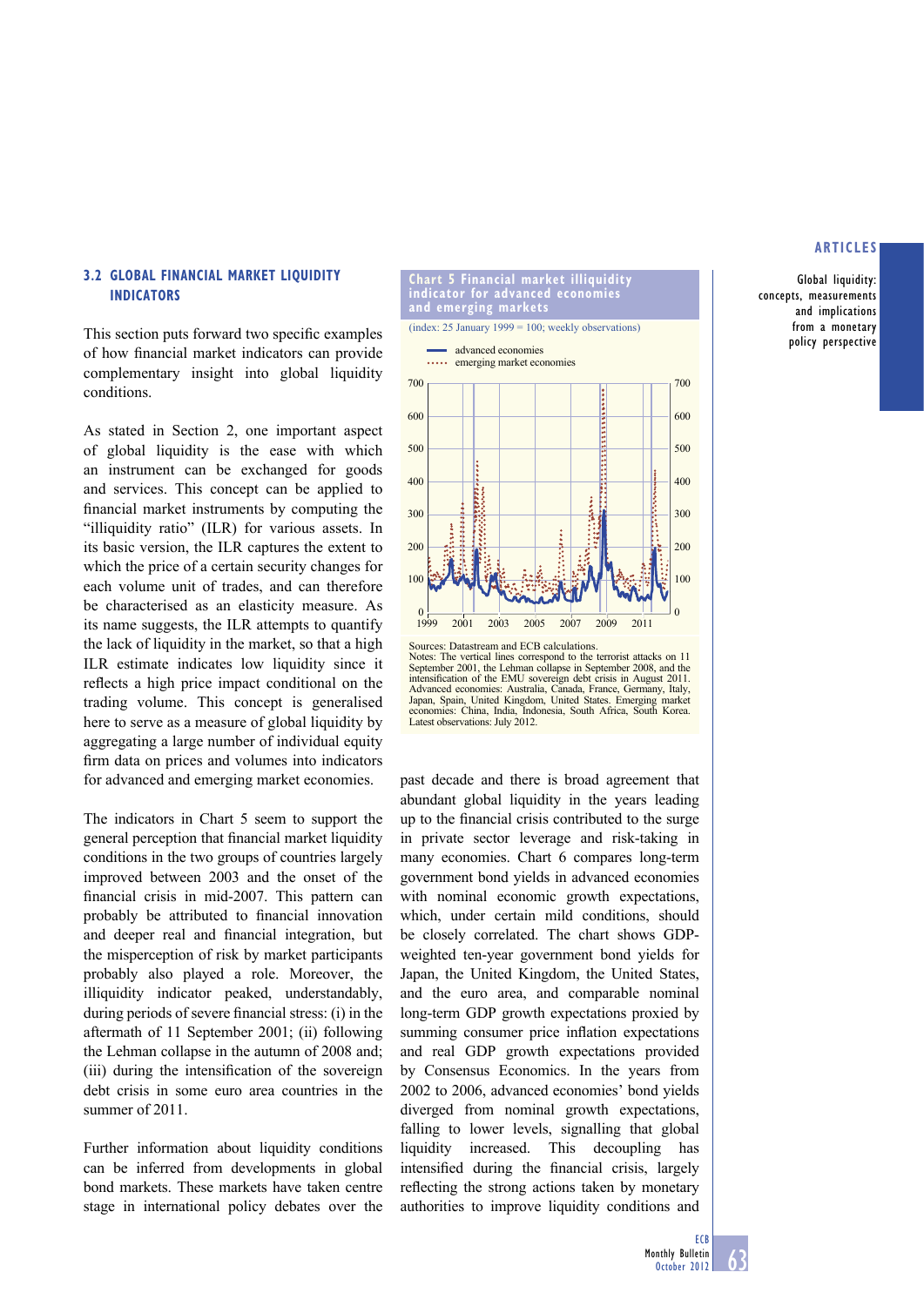### 3.2 GLOBAL FINANCIAL MARKET LIQUIDITY INDICATORS

This section puts forward two specific examples of how financial market indicators can provide complementary insight into global liquidity conditions.

As stated in Section 2, one important aspect of global liquidity is the ease with which an instrument can be exchanged for goods and services. This concept can be applied to financial market instruments by computing the "illiquidity ratio" (ILR) for various assets. In its basic version, the ILR captures the extent to which the price of a certain security changes for each volume unit of trades, and can therefore be characterised as an elasticity measure. As its name suggests, the ILR attempts to quantify the lack of liquidity in the market, so that a high ILR estimate indicates low liquidity since it reflects a high price impact conditional on the trading volume. This concept is generalised here to serve as a measure of global liquidity by aggregating a large number of individual equity firm data on prices and volumes into indicators for advanced and emerging market economies.

The indicators in Chart 5 seem to support the general perception that financial market liquidity conditions in the two groups of countries largely improved between 2003 and the onset of the financial crisis in mid-2007. This pattern can probably be attributed to financial innovation and deeper real and financial integration, but the misperception of risk by market participants probably also played a role. Moreover, the illiquidity indicator peaked, understandably, during periods of severe financial stress: (i) in the aftermath of 11 September 2001; (ii) following the Lehman collapse in the autumn of 2008 and; (iii) during the intensification of the sovereign debt crisis in some euro area countries in the summer of 2011.

Further information about liquidity conditions can be inferred from developments in global bond markets. These markets have taken centre stage in international policy debates over the past decade and there is broad agreement that abundant global liquidity in the years leading up to the financial crisis contributed to the surge in private sector leverage and risk-taking in many economies. Chart 6 compares long-term government bond yields in advanced economies with nominal economic growth expectations, which, under certain mild conditions, should be closely correlated. The chart shows GDP-weighted ten-year government bond yields for Japan, the United Kingdom, the United States, and the euro area, and comparable nominal long-term GDP growth expectations proxied by summing consumer price inflation expectations and real GDP growth expectations provided by Consensus Economics. In the years from 2002 to 2006, advanced economies' bond yields diverged from nominal growth expectations, falling to lower levels, signalling that global liquidity increased. This decoupling has intensified during the financial crisis, largely reflecting the strong actions taken by monetary authorities to improve liquidity conditions and

**Chart 5 Financial market illiquidity indicator for advanced economies and emerging markets**

(index: 25 January 1999 = 100; weekly observations)

Sources: Datastream and ECB calculations.
Notes: The vertical lines correspond to the terrorist attacks on 11 September 2001, the Lehman collapse in September 2008, and the intensification of the EMU sovereign debt crisis in August 2011. Advanced economies: Australia, Canada, France, Germany, Italy, Japan, Spain, United Kingdom, United States. Emerging market economies: China, India, Indonesia, South Africa, South Korea. Latest observations: July 2012.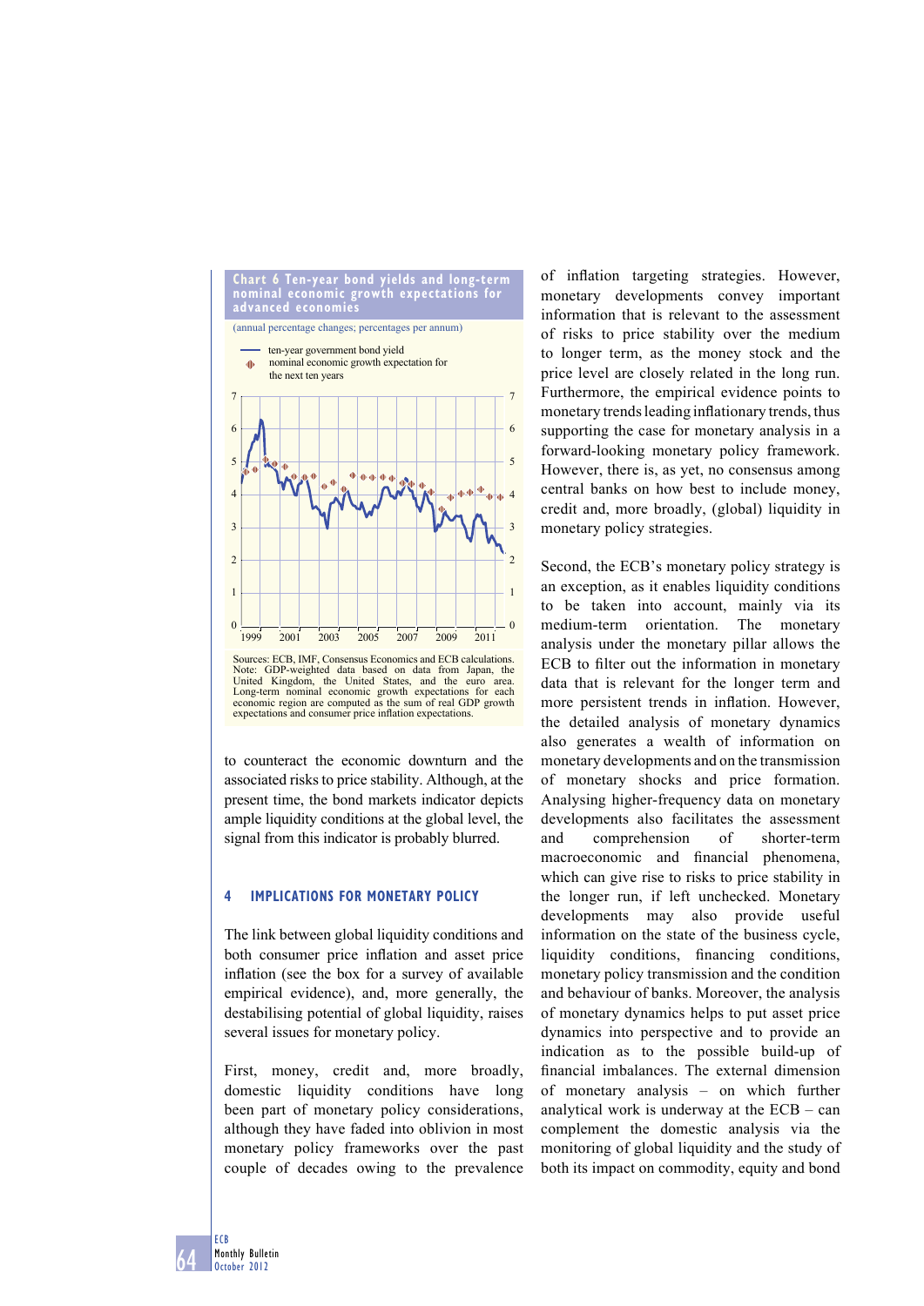**Chart 6 Ten-year bond yields and long-term nominal economic growth expectations for advanced economies**

(annual percentage changes; percentages per annum)

Sources: ECB, IMF, Consensus Economics and ECB calculations.
Note: GDP-weighted data based on data from Japan, the United Kingdom, the United States, and the euro area. Long-term nominal economic growth expectations for each economic region are computed as the sum of real GDP growth expectations and consumer price inflation expectations.

to counteract the economic downturn and the associated risks to price stability. Although, at the present time, the bond markets indicator depicts ample liquidity conditions at the global level, the signal from this indicator is probably blurred.

## 4 IMPLICATIONS FOR MONETARY POLICY

The link between global liquidity conditions and both consumer price inflation and asset price inflation (see the box for a survey of available empirical evidence), and, more generally, the destabilising potential of global liquidity, raises several issues for monetary policy.

First, money, credit and, more broadly, domestic liquidity conditions have long been part of monetary policy considerations, although they have faded into oblivion in most monetary policy frameworks over the past couple of decades owing to the prevalence of inflation targeting strategies. However, monetary developments convey important information that is relevant to the assessment of risks to price stability over the medium to longer term, as the money stock and the price level are closely related in the long run. Furthermore, the empirical evidence points to monetary trends leading inflationary trends, thus supporting the case for monetary analysis in a forward-looking monetary policy framework. However, there is, as yet, no consensus among central banks on how best to include money, credit and, more broadly, (global) liquidity in monetary policy strategies.

Second, the ECB's monetary policy strategy is an exception, as it enables liquidity conditions to be taken into account, mainly via its medium-term orientation. The monetary analysis under the monetary pillar allows the ECB to filter out the information in monetary data that is relevant for the longer term and more persistent trends in inflation. However, the detailed analysis of monetary dynamics also generates a wealth of information on monetary developments and on the transmission of monetary shocks and price formation. Analysing higher-frequency data on monetary developments also facilitates the assessment and comprehension of shorter-term macroeconomic and financial phenomena, which can give rise to risks to price stability in the longer run, if left unchecked. Monetary developments may also provide useful information on the state of the business cycle, liquidity conditions, financing conditions, monetary policy transmission and the condition and behaviour of banks. Moreover, the analysis of monetary dynamics helps to put asset price dynamics into perspective and to provide an indication as to the possible build-up of financial imbalances. The external dimension of monetary analysis – on which further analytical work is underway at the ECB – can complement the domestic analysis via the monitoring of global liquidity and the study of both its impact on commodity, equity and bond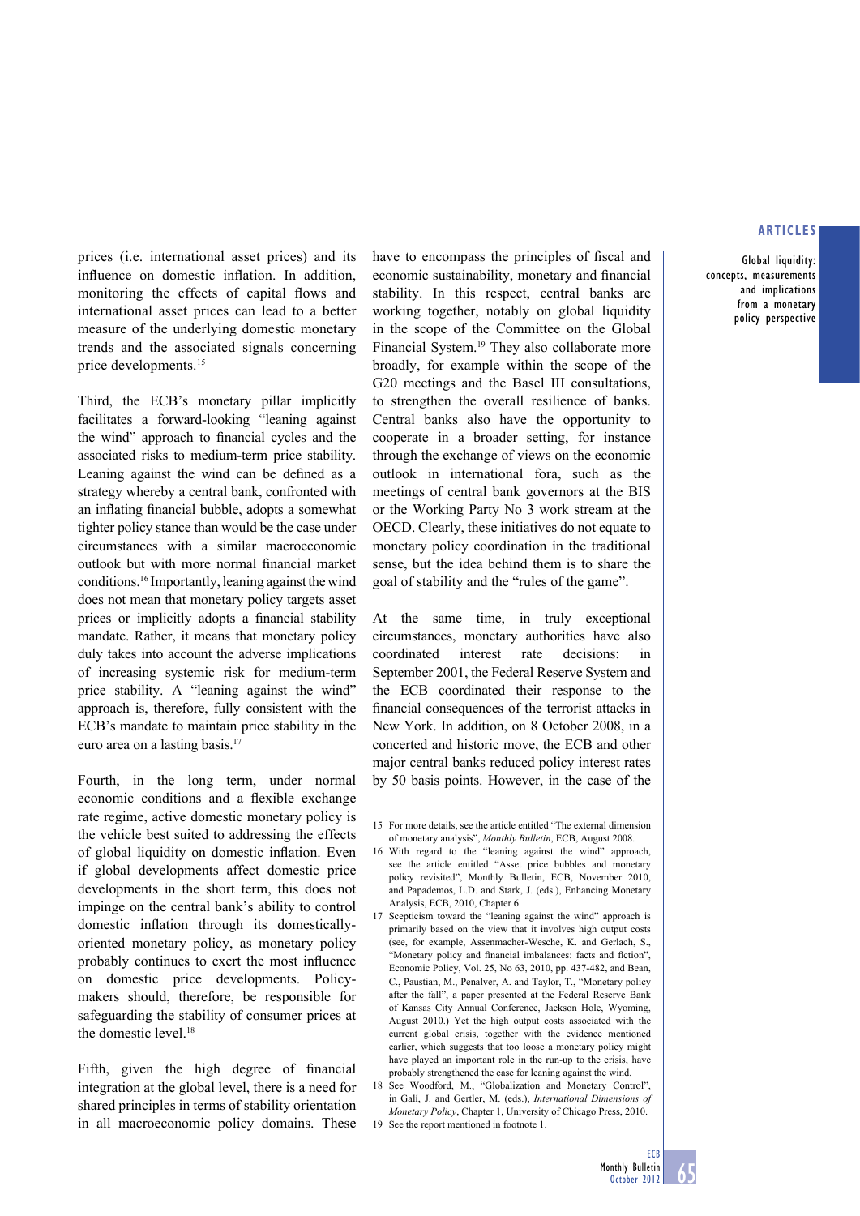prices (i.e. international asset prices) and its influence on domestic inflation. In addition, monitoring the effects of capital flows and international asset prices can lead to a better measure of the underlying domestic monetary trends and the associated signals concerning price developments.[15]

Third, the ECB's monetary pillar implicitly facilitates a forward-looking "leaning against the wind" approach to financial cycles and the associated risks to medium-term price stability. Leaning against the wind can be defined as a strategy whereby a central bank, confronted with an inflating financial bubble, adopts a somewhat tighter policy stance than would be the case under circumstances with a similar macroeconomic outlook but with more normal financial market conditions.[16] Importantly, leaning against the wind does not mean that monetary policy targets asset prices or implicitly adopts a financial stability mandate. Rather, it means that monetary policy duly takes into account the adverse implications of increasing systemic risk for medium-term price stability. A "leaning against the wind" approach is, therefore, fully consistent with the ECB's mandate to maintain price stability in the euro area on a lasting basis.[17]

Fourth, in the long term, under normal economic conditions and a flexible exchange rate regime, active domestic monetary policy is the vehicle best suited to addressing the effects of global liquidity on domestic inflation. Even if global developments affect domestic price developments in the short term, this does not impinge on the central bank's ability to control domestic inflation through its domestically-oriented monetary policy, as monetary policy probably continues to exert the most influence on domestic price developments. Policy-makers should, therefore, be responsible for safeguarding the stability of consumer prices at the domestic level.[18]

Fifth, given the high degree of financial integration at the global level, there is a need for shared principles in terms of stability orientation in all macroeconomic policy domains. These have to encompass the principles of fiscal and economic sustainability, monetary and financial stability. In this respect, central banks are working together, notably on global liquidity in the scope of the Committee on the Global Financial System.[19] They also collaborate more broadly, for example within the scope of the G20 meetings and the Basel III consultations, to strengthen the overall resilience of banks. Central banks also have the opportunity to cooperate in a broader setting, for instance through the exchange of views on the economic outlook in international fora, such as the meetings of central bank governors at the BIS or the Working Party No 3 work stream at the OECD. Clearly, these initiatives do not equate to monetary policy coordination in the traditional sense, but the idea behind them is to share the goal of stability and the "rules of the game".

At the same time, in truly exceptional circumstances, monetary authorities have also coordinated interest rate decisions: in September 2001, the Federal Reserve System and the ECB coordinated their response to the financial consequences of the terrorist attacks in New York. In addition, on 8 October 2008, in a concerted and historic move, the ECB and other major central banks reduced policy interest rates by 50 basis points. However, in the case of the

15 For more details, see the article entitled "The external dimension of monetary analysis", *Monthly Bulletin*, ECB, August 2008.

16 With regard to the "leaning against the wind" approach, see the article entitled "Asset price bubbles and monetary policy revisited", Monthly Bulletin, ECB, November 2010, and Papademos, L.D. and Stark, J. (eds.), Enhancing Monetary Analysis, ECB, 2010, Chapter 6.

17 Scepticism toward the "leaning against the wind" approach is primarily based on the view that it involves high output costs (see, for example, Assenmacher-Wesche, K. and Gerlach, S., "Monetary policy and financial imbalances: facts and fiction", Economic Policy, Vol. 25, No 63, 2010, pp. 437-482, and Bean, C., Paustian, M., Penalver, A. and Taylor, T., "Monetary policy after the fall", a paper presented at the Federal Reserve Bank of Kansas City Annual Conference, Jackson Hole, Wyoming, August 2010.) Yet the high output costs associated with the current global crisis, together with the evidence mentioned earlier, which suggests that too loose a monetary policy might have played an important role in the run-up to the crisis, have probably strengthened the case for leaning against the wind.

18 See Woodford, M., "Globalization and Monetary Control", in Galí, J. and Gertler, M. (eds.), *International Dimensions of Monetary Policy*, Chapter 1, University of Chicago Press, 2010.

19 See the report mentioned in footnote 1.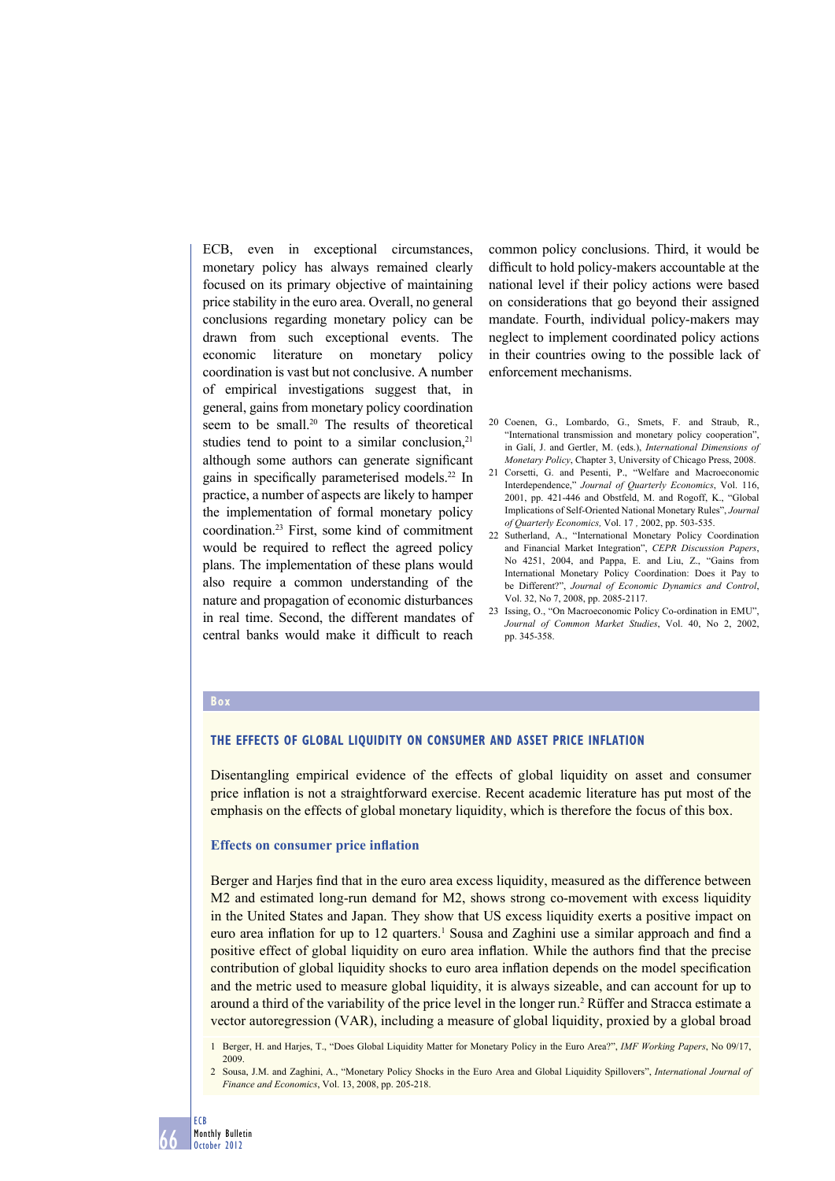ECB, even in exceptional circumstances, monetary policy has always remained clearly focused on its primary objective of maintaining price stability in the euro area. Overall, no general conclusions regarding monetary policy can be drawn from such exceptional events. The economic literature on monetary policy coordination is vast but not conclusive. A number of empirical investigations suggest that, in general, gains from monetary policy coordination seem to be small.[20] The results of theoretical studies tend to point to a similar conclusion,[21] although some authors can generate significant gains in specifically parameterised models.[22] In practice, a number of aspects are likely to hamper the implementation of formal monetary policy coordination.[23] First, some kind of commitment would be required to reflect the agreed policy plans. The implementation of these plans would also require a common understanding of the nature and propagation of economic disturbances in real time. Second, the different mandates of central banks would make it difficult to reach common policy conclusions. Third, it would be difficult to hold policy-makers accountable at the national level if their policy actions were based on considerations that go beyond their assigned mandate. Fourth, individual policy-makers may neglect to implement coordinated policy actions in their countries owing to the possible lack of enforcement mechanisms.

20 Coenen, G., Lombardo, G., Smets, F. and Straub, R., "International transmission and monetary policy cooperation", in Galí, J. and Gertler, M. (eds.), *International Dimensions of Monetary Policy*, Chapter 3, University of Chicago Press, 2008.

21 Corsetti, G. and Pesenti, P., "Welfare and Macroeconomic Interdependence," *Journal of Quarterly Economics*, Vol. 116, 2001, pp. 421-446 and Obstfeld, M. and Rogoff, K., "Global Implications of Self-Oriented National Monetary Rules", *Journal of Quarterly Economics,* Vol. 17 , 2002, pp. 503-535.

22 Sutherland, A., "International Monetary Policy Coordination and Financial Market Integration", *CEPR Discussion Papers*, No 4251, 2004, and Pappa, E. and Liu, Z., "Gains from International Monetary Policy Coordination: Does it Pay to be Different?", *Journal of Economic Dynamics and Control*, Vol. 32, No 7, 2008, pp. 2085-2117.

23 Issing, O., "On Macroeconomic Policy Co-ordination in EMU", *Journal of Common Market Studies*, Vol. 40, No 2, 2002, pp. 345-358.

**Box**

## THE EFFECTS OF GLOBAL LIQUIDITY ON CONSUMER AND ASSET PRICE INFLATION

Disentangling empirical evidence of the effects of global liquidity on asset and consumer price inflation is not a straightforward exercise. Recent academic literature has put most of the emphasis on the effects of global monetary liquidity, which is therefore the focus of this box.

### Effects on consumer price inflation

Berger and Harjes find that in the euro area excess liquidity, measured as the difference between M2 and estimated long-run demand for M2, shows strong co-movement with excess liquidity in the United States and Japan. They show that US excess liquidity exerts a positive impact on euro area inflation for up to 12 quarters.[1] Sousa and Zaghini use a similar approach and find a positive effect of global liquidity on euro area inflation. While the authors find that the precise contribution of global liquidity shocks to euro area inflation depends on the model specification and the metric used to measure global liquidity, it is always sizeable, and can account for up to around a third of the variability of the price level in the longer run.[2] Rüffer and Stracca estimate a vector autoregression (VAR), including a measure of global liquidity, proxied by a global broad

1 Berger, H. and Harjes, T., "Does Global Liquidity Matter for Monetary Policy in the Euro Area?", *IMF Working Papers*, No 09/17, 2009.

2 Sousa, J.M. and Zaghini, A., "Monetary Policy Shocks in the Euro Area and Global Liquidity Spillovers", *International Journal of Finance and Economics*, Vol. 13, 2008, pp. 205-218.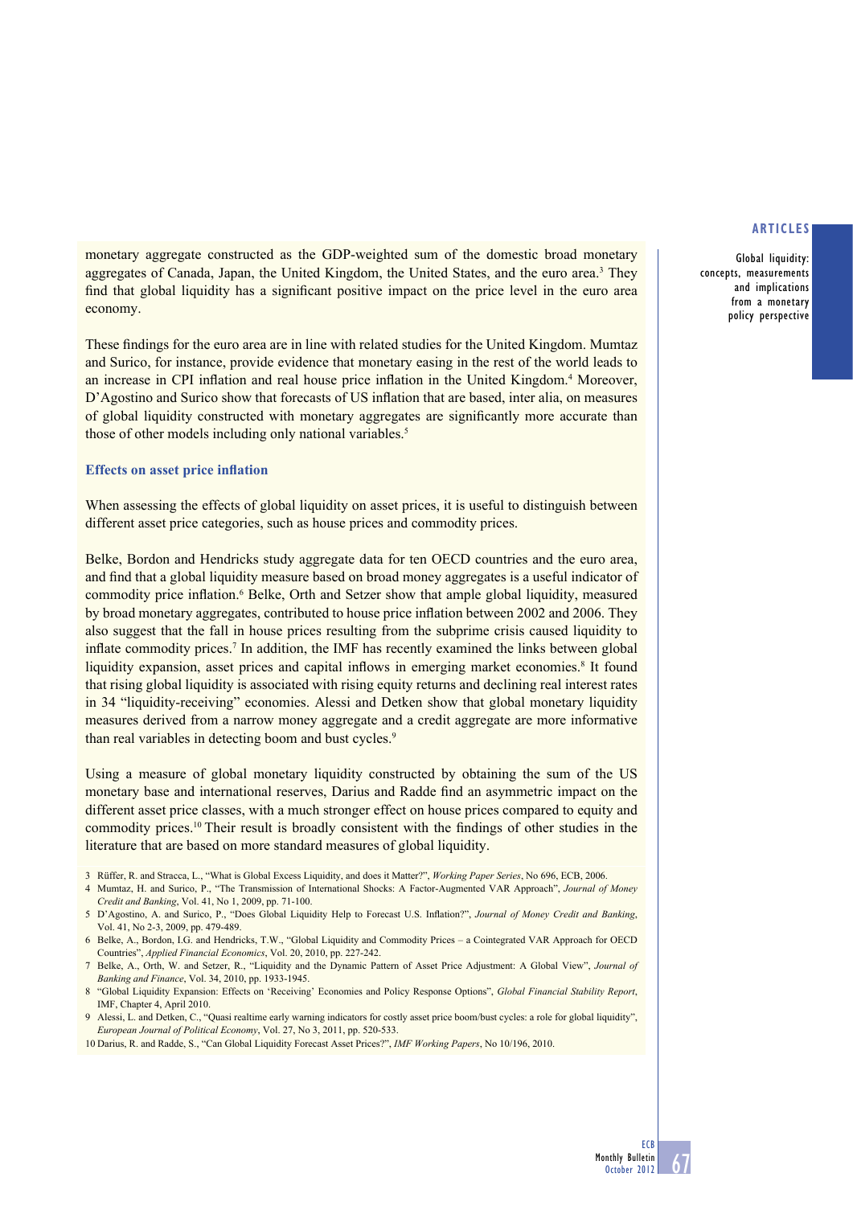monetary aggregate constructed as the GDP-weighted sum of the domestic broad monetary aggregates of Canada, Japan, the United Kingdom, the United States, and the euro area.[3] They find that global liquidity has a significant positive impact on the price level in the euro area economy.

These findings for the euro area are in line with related studies for the United Kingdom. Mumtaz and Surico, for instance, provide evidence that monetary easing in the rest of the world leads to an increase in CPI inflation and real house price inflation in the United Kingdom.[4] Moreover, D'Agostino and Surico show that forecasts of US inflation that are based, inter alia, on measures of global liquidity constructed with monetary aggregates are significantly more accurate than those of other models including only national variables.[5]

### Effects on asset price inflation

When assessing the effects of global liquidity on asset prices, it is useful to distinguish between different asset price categories, such as house prices and commodity prices.

Belke, Bordon and Hendricks study aggregate data for ten OECD countries and the euro area, and find that a global liquidity measure based on broad money aggregates is a useful indicator of commodity price inflation.[6] Belke, Orth and Setzer show that ample global liquidity, measured by broad monetary aggregates, contributed to house price inflation between 2002 and 2006. They also suggest that the fall in house prices resulting from the subprime crisis caused liquidity to inflate commodity prices.[7] In addition, the IMF has recently examined the links between global liquidity expansion, asset prices and capital inflows in emerging market economies.[8] It found that rising global liquidity is associated with rising equity returns and declining real interest rates in 34 "liquidity-receiving" economies. Alessi and Detken show that global monetary liquidity measures derived from a narrow money aggregate and a credit aggregate are more informative than real variables in detecting boom and bust cycles.[9]

Using a measure of global monetary liquidity constructed by obtaining the sum of the US monetary base and international reserves, Darius and Radde find an asymmetric impact on the different asset price classes, with a much stronger effect on house prices compared to equity and commodity prices.[10] Their result is broadly consistent with the findings of other studies in the literature that are based on more standard measures of global liquidity.

3 Rüffer, R. and Stracca, L., "What is Global Excess Liquidity, and does it Matter?", *Working Paper Series*, No 696, ECB, 2006.

4 Mumtaz, H. and Surico, P., "The Transmission of International Shocks: A Factor-Augmented VAR Approach", *Journal of Money Credit and Banking*, Vol. 41, No 1, 2009, pp. 71-100.

5 D'Agostino, A. and Surico, P., "Does Global Liquidity Help to Forecast U.S. Inflation?", *Journal of Money Credit and Banking*, Vol. 41, No 2-3, 2009, pp. 479-489.

6 Belke, A., Bordon, I.G. and Hendricks, T.W., "Global Liquidity and Commodity Prices – a Cointegrated VAR Approach for OECD Countries", *Applied Financial Economics*, Vol. 20, 2010, pp. 227-242.

7 Belke, A., Orth, W. and Setzer, R., "Liquidity and the Dynamic Pattern of Asset Price Adjustment: A Global View", *Journal of Banking and Finance*, Vol. 34, 2010, pp. 1933-1945.

8 "Global Liquidity Expansion: Effects on 'Receiving' Economies and Policy Response Options", *Global Financial Stability Report*, IMF, Chapter 4, April 2010.

9 Alessi, L. and Detken, C., "Quasi realtime early warning indicators for costly asset price boom/bust cycles: a role for global liquidity", *European Journal of Political Economy*, Vol. 27, No 3, 2011, pp. 520-533.

10 Darius, R. and Radde, S., "Can Global Liquidity Forecast Asset Prices?", *IMF Working Papers*, No 10/196, 2010.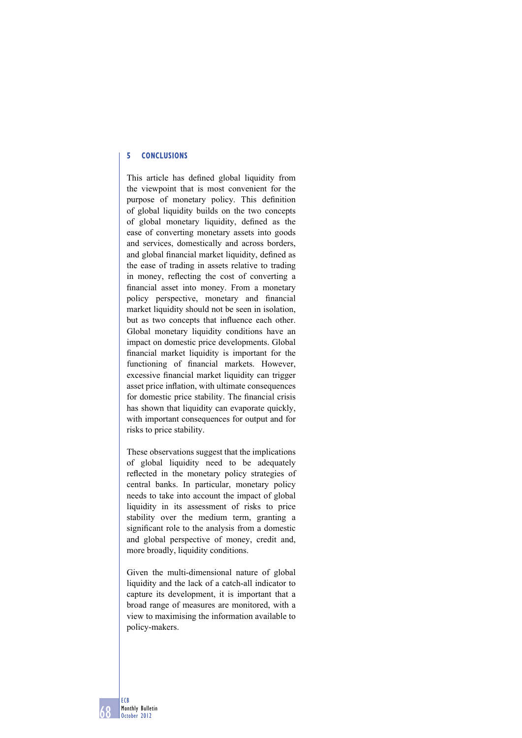## 5 CONCLUSIONS

This article has defined global liquidity from the viewpoint that is most convenient for the purpose of monetary policy. This definition of global liquidity builds on the two concepts of global monetary liquidity, defined as the ease of converting monetary assets into goods and services, domestically and across borders, and global financial market liquidity, defined as the ease of trading in assets relative to trading in money, reflecting the cost of converting a financial asset into money. From a monetary policy perspective, monetary and financial market liquidity should not be seen in isolation, but as two concepts that influence each other. Global monetary liquidity conditions have an impact on domestic price developments. Global financial market liquidity is important for the functioning of financial markets. However, excessive financial market liquidity can trigger asset price inflation, with ultimate consequences for domestic price stability. The financial crisis has shown that liquidity can evaporate quickly, with important consequences for output and for risks to price stability.

These observations suggest that the implications of global liquidity need to be adequately reflected in the monetary policy strategies of central banks. In particular, monetary policy needs to take into account the impact of global liquidity in its assessment of risks to price stability over the medium term, granting a significant role to the analysis from a domestic and global perspective of money, credit and, more broadly, liquidity conditions.

Given the multi-dimensional nature of global liquidity and the lack of a catch-all indicator to capture its development, it is important that a broad range of measures are monitored, with a view to maximising the information available to policy-makers.